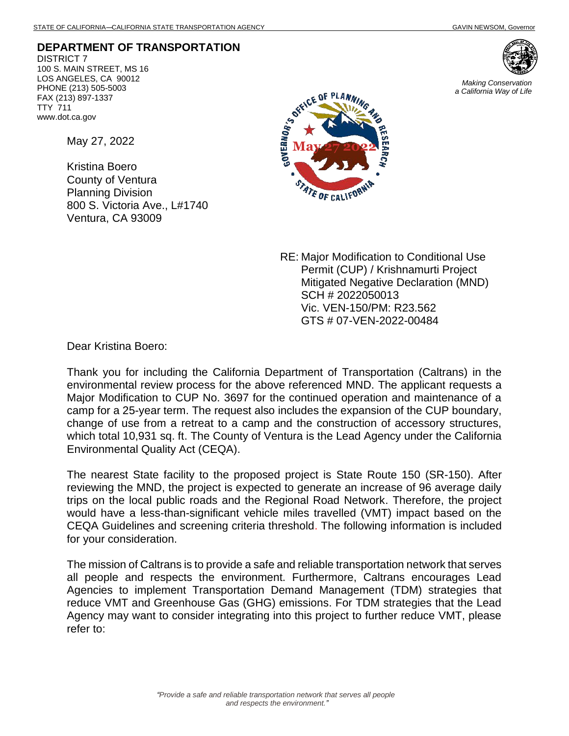STATE OF CALIFORNIA—CALIFORNIA STATE TRANSPORTATION AGENCY GAVIN NEWSOM, Governor

**DEPARTMENT OF TRANSPORTATION**
DISTRICT 7
100 S. MAIN STREET, MS 16
LOS ANGELES, CA 90012
PHONE (213) 505-5003
FAX (213) 897-1337
TTY 711
www.dot.ca.gov

*Making Conservation a California Way of Life*

GOVERNOR'S OFFICE OF PLANNING AND RESEARCH
May 27 2022
STATE OF CALIFORNIA

May 27, 2022

Kristina Boero
County of Ventura
Planning Division
800 S. Victoria Ave., L#1740
Ventura, CA 93009

RE: Major Modification to Conditional Use Permit (CUP) / Krishnamurti Project
Mitigated Negative Declaration (MND)
SCH # 2022050013
Vic. VEN-150/PM: R23.562
GTS # 07-VEN-2022-00484

Dear Kristina Boero:

Thank you for including the California Department of Transportation (Caltrans) in the environmental review process for the above referenced MND. The applicant requests a Major Modification to CUP No. 3697 for the continued operation and maintenance of a camp for a 25-year term. The request also includes the expansion of the CUP boundary, change of use from a retreat to a camp and the construction of accessory structures, which total 10,931 sq. ft. The County of Ventura is the Lead Agency under the California Environmental Quality Act (CEQA).

The nearest State facility to the proposed project is State Route 150 (SR-150). After reviewing the MND, the project is expected to generate an increase of 96 average daily trips on the local public roads and the Regional Road Network. Therefore, the project would have a less-than-significant vehicle miles travelled (VMT) impact based on the CEQA Guidelines and screening criteria threshold. The following information is included for your consideration.

The mission of Caltrans is to provide a safe and reliable transportation network that serves all people and respects the environment. Furthermore, Caltrans encourages Lead Agencies to implement Transportation Demand Management (TDM) strategies that reduce VMT and Greenhouse Gas (GHG) emissions. For TDM strategies that the Lead Agency may want to consider integrating into this project to further reduce VMT, please refer to:

*"Provide a safe and reliable transportation network that serves all people and respects the environment."*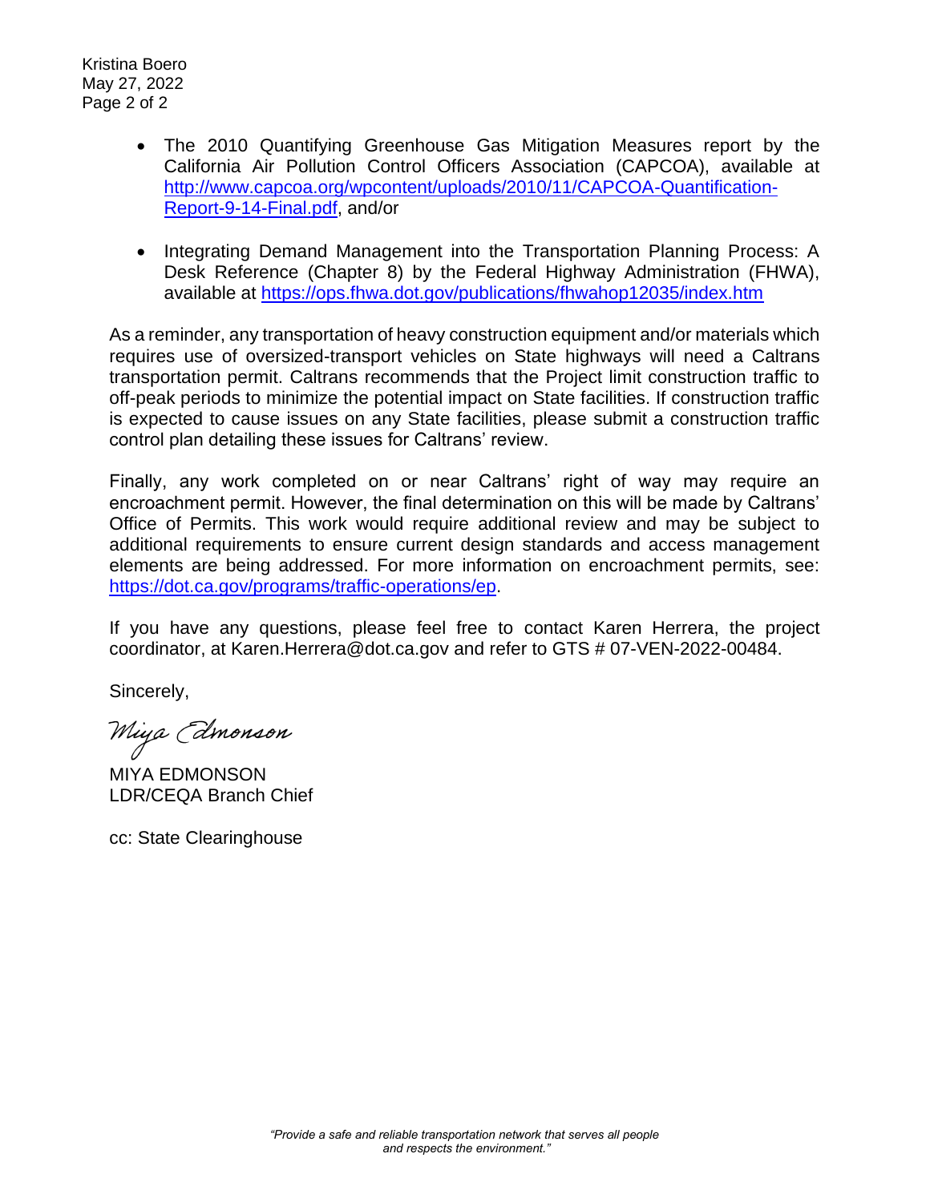- The 2010 Quantifying Greenhouse Gas Mitigation Measures report by the California Air Pollution Control Officers Association (CAPCOA), available at http://www.capcoa.org/wpcontent/uploads/2010/11/CAPCOA-Quantification-Report-9-14-Final.pdf, and/or

- Integrating Demand Management into the Transportation Planning Process: A Desk Reference (Chapter 8) by the Federal Highway Administration (FHWA), available at https://ops.fhwa.dot.gov/publications/fhwahop12035/index.htm

As a reminder, any transportation of heavy construction equipment and/or materials which requires use of oversized-transport vehicles on State highways will need a Caltrans transportation permit. Caltrans recommends that the Project limit construction traffic to off-peak periods to minimize the potential impact on State facilities. If construction traffic is expected to cause issues on any State facilities, please submit a construction traffic control plan detailing these issues for Caltrans' review.

Finally, any work completed on or near Caltrans' right of way may require an encroachment permit. However, the final determination on this will be made by Caltrans' Office of Permits. This work would require additional review and may be subject to additional requirements to ensure current design standards and access management elements are being addressed. For more information on encroachment permits, see: https://dot.ca.gov/programs/traffic-operations/ep.

If you have any questions, please feel free to contact Karen Herrera, the project coordinator, at Karen.Herrera@dot.ca.gov and refer to GTS # 07-VEN-2022-00484.

Sincerely,

*Miya Edmonson*

MIYA EDMONSON
LDR/CEQA Branch Chief

cc: State Clearinghouse

*"Provide a safe and reliable transportation network that serves all people and respects the environment."*